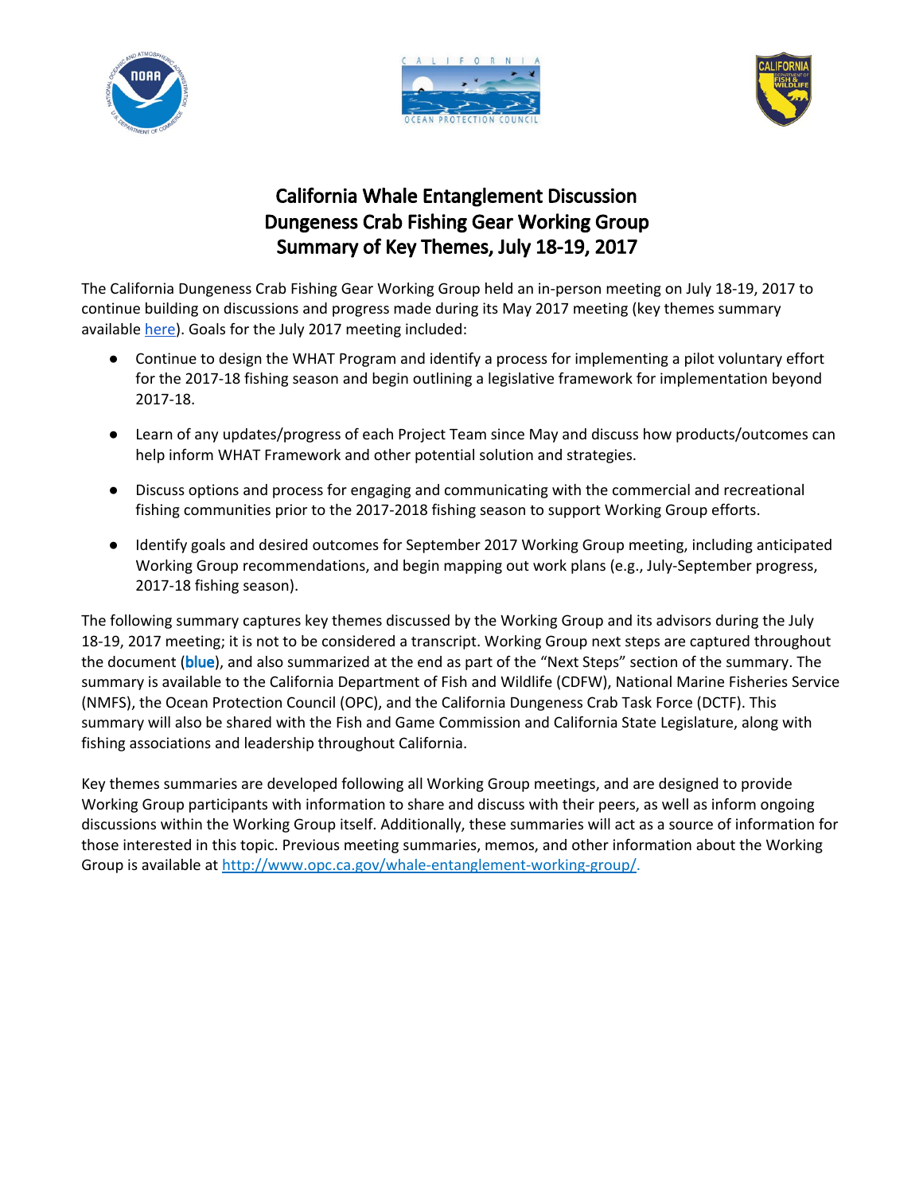# California Whale Entanglement Discussion
# Dungeness Crab Fishing Gear Working Group
# Summary of Key Themes, July 18-19, 2017

The California Dungeness Crab Fishing Gear Working Group held an in-person meeting on July 18-19, 2017 to continue building on discussions and progress made during its May 2017 meeting (key themes summary available [here](here)). Goals for the July 2017 meeting included:

- Continue to design the WHAT Program and identify a process for implementing a pilot voluntary effort for the 2017-18 fishing season and begin outlining a legislative framework for implementation beyond 2017-18.
- Learn of any updates/progress of each Project Team since May and discuss how products/outcomes can help inform WHAT Framework and other potential solution and strategies.
- Discuss options and process for engaging and communicating with the commercial and recreational fishing communities prior to the 2017-2018 fishing season to support Working Group efforts.
- Identify goals and desired outcomes for September 2017 Working Group meeting, including anticipated Working Group recommendations, and begin mapping out work plans (e.g., July-September progress, 2017-18 fishing season).

The following summary captures key themes discussed by the Working Group and its advisors during the July 18-19, 2017 meeting; it is not to be considered a transcript. Working Group next steps are captured throughout the document (**blue**), and also summarized at the end as part of the "Next Steps" section of the summary. The summary is available to the California Department of Fish and Wildlife (CDFW), National Marine Fisheries Service (NMFS), the Ocean Protection Council (OPC), and the California Dungeness Crab Task Force (DCTF). This summary will also be shared with the Fish and Game Commission and California State Legislature, along with fishing associations and leadership throughout California.

Key themes summaries are developed following all Working Group meetings, and are designed to provide Working Group participants with information to share and discuss with their peers, as well as inform ongoing discussions within the Working Group itself. Additionally, these summaries will act as a source of information for those interested in this topic. Previous meeting summaries, memos, and other information about the Working Group is available at http://www.opc.ca.gov/whale-entanglement-working-group/.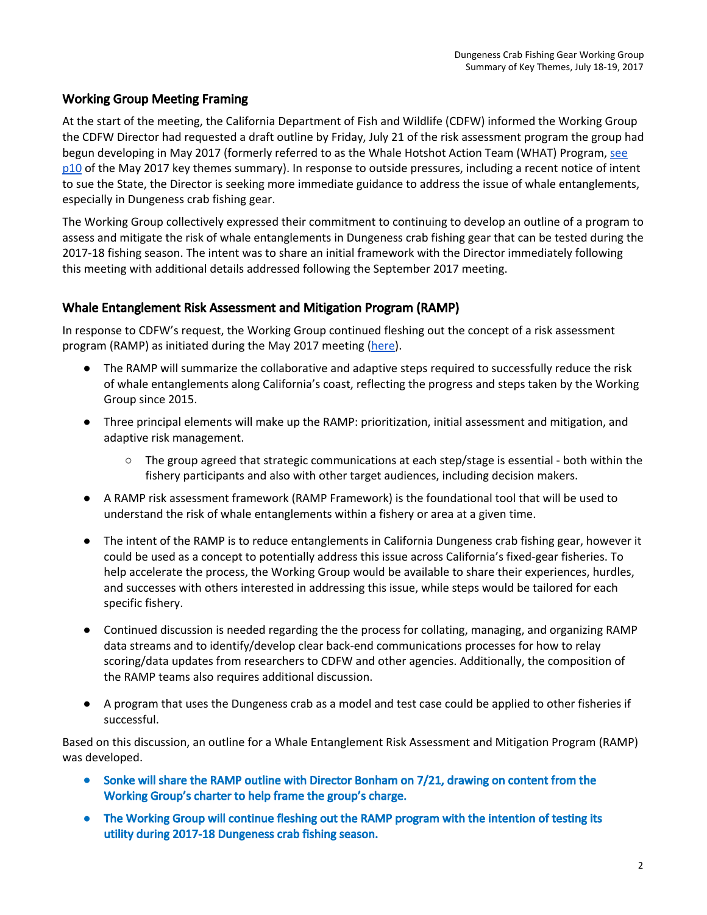## Working Group Meeting Framing

At the start of the meeting, the California Department of Fish and Wildlife (CDFW) informed the Working Group the CDFW Director had requested a draft outline by Friday, July 21 of the risk assessment program the group had begun developing in May 2017 (formerly referred to as the Whale Hotshot Action Team (WHAT) Program, see p10 of the May 2017 key themes summary). In response to outside pressures, including a recent notice of intent to sue the State, the Director is seeking more immediate guidance to address the issue of whale entanglements, especially in Dungeness crab fishing gear.

The Working Group collectively expressed their commitment to continuing to develop an outline of a program to assess and mitigate the risk of whale entanglements in Dungeness crab fishing gear that can be tested during the 2017-18 fishing season. The intent was to share an initial framework with the Director immediately following this meeting with additional details addressed following the September 2017 meeting.

## Whale Entanglement Risk Assessment and Mitigation Program (RAMP)

In response to CDFW's request, the Working Group continued fleshing out the concept of a risk assessment program (RAMP) as initiated during the May 2017 meeting (here).

- The RAMP will summarize the collaborative and adaptive steps required to successfully reduce the risk of whale entanglements along California's coast, reflecting the progress and steps taken by the Working Group since 2015.
- Three principal elements will make up the RAMP: prioritization, initial assessment and mitigation, and adaptive risk management.
    - The group agreed that strategic communications at each step/stage is essential - both within the fishery participants and also with other target audiences, including decision makers.
- A RAMP risk assessment framework (RAMP Framework) is the foundational tool that will be used to understand the risk of whale entanglements within a fishery or area at a given time.
- The intent of the RAMP is to reduce entanglements in California Dungeness crab fishing gear, however it could be used as a concept to potentially address this issue across California's fixed-gear fisheries. To help accelerate the process, the Working Group would be available to share their experiences, hurdles, and successes with others interested in addressing this issue, while steps would be tailored for each specific fishery.
- Continued discussion is needed regarding the the process for collating, managing, and organizing RAMP data streams and to identify/develop clear back-end communications processes for how to relay scoring/data updates from researchers to CDFW and other agencies. Additionally, the composition of the RAMP teams also requires additional discussion.
- A program that uses the Dungeness crab as a model and test case could be applied to other fisheries if successful.

Based on this discussion, an outline for a Whale Entanglement Risk Assessment and Mitigation Program (RAMP) was developed.

- **Sonke will share the RAMP outline with Director Bonham on 7/21, drawing on content from the Working Group's charter to help frame the group's charge.**
- **The Working Group will continue fleshing out the RAMP program with the intention of testing its utility during 2017-18 Dungeness crab fishing season.**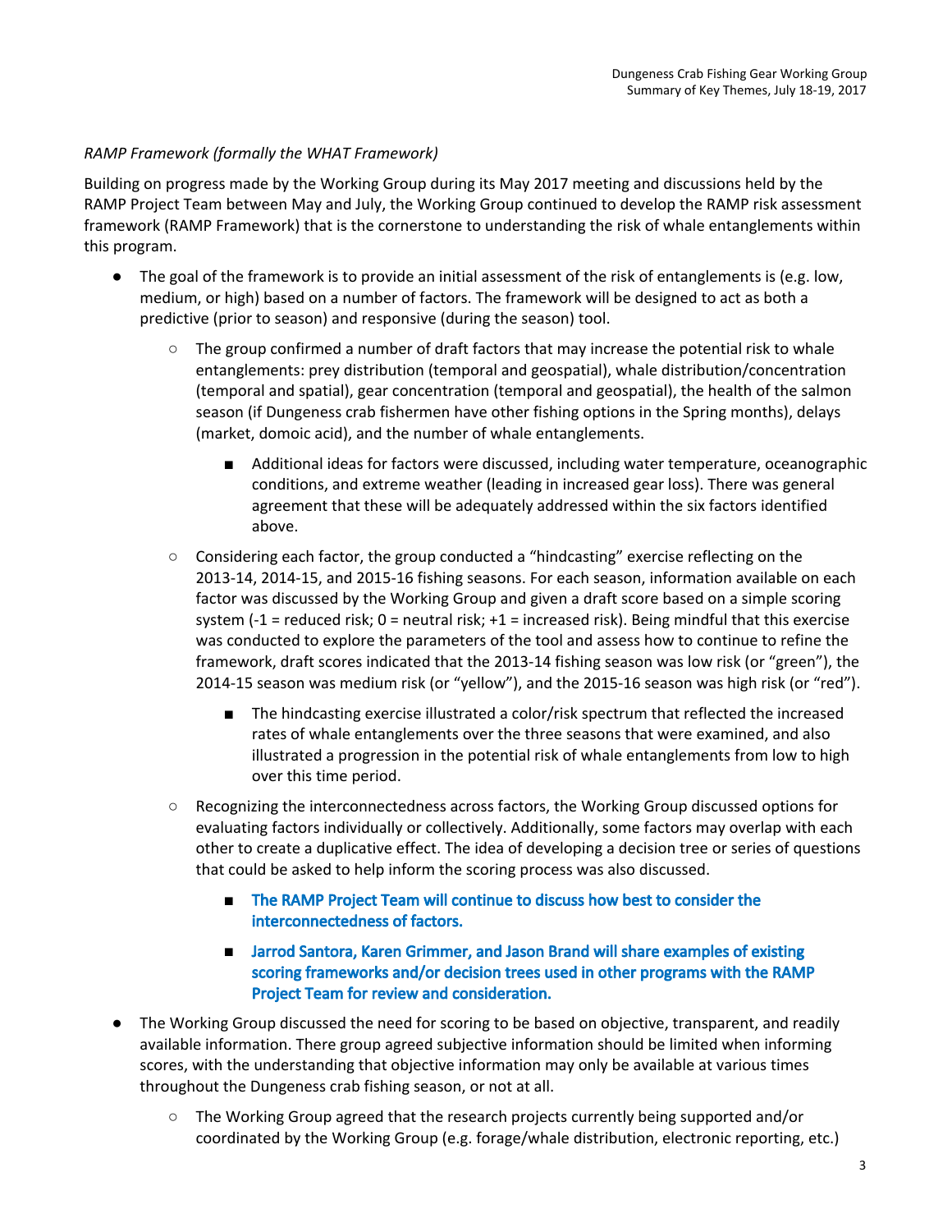*RAMP Framework (formally the WHAT Framework)*

Building on progress made by the Working Group during its May 2017 meeting and discussions held by the RAMP Project Team between May and July, the Working Group continued to develop the RAMP risk assessment framework (RAMP Framework) that is the cornerstone to understanding the risk of whale entanglements within this program.

- The goal of the framework is to provide an initial assessment of the risk of entanglements is (e.g. low, medium, or high) based on a number of factors. The framework will be designed to act as both a predictive (prior to season) and responsive (during the season) tool.
    - The group confirmed a number of draft factors that may increase the potential risk to whale entanglements: prey distribution (temporal and geospatial), whale distribution/concentration (temporal and spatial), gear concentration (temporal and geospatial), the health of the salmon season (if Dungeness crab fishermen have other fishing options in the Spring months), delays (market, domoic acid), and the number of whale entanglements.
        - Additional ideas for factors were discussed, including water temperature, oceanographic conditions, and extreme weather (leading in increased gear loss). There was general agreement that these will be adequately addressed within the six factors identified above.
    - Considering each factor, the group conducted a "hindcasting" exercise reflecting on the 2013-14, 2014-15, and 2015-16 fishing seasons. For each season, information available on each factor was discussed by the Working Group and given a draft score based on a simple scoring system (-1 = reduced risk; 0 = neutral risk; +1 = increased risk). Being mindful that this exercise was conducted to explore the parameters of the tool and assess how to continue to refine the framework, draft scores indicated that the 2013-14 fishing season was low risk (or "green"), the 2014-15 season was medium risk (or "yellow"), and the 2015-16 season was high risk (or "red").
        - The hindcasting exercise illustrated a color/risk spectrum that reflected the increased rates of whale entanglements over the three seasons that were examined, and also illustrated a progression in the potential risk of whale entanglements from low to high over this time period.
    - Recognizing the interconnectedness across factors, the Working Group discussed options for evaluating factors individually or collectively. Additionally, some factors may overlap with each other to create a duplicative effect. The idea of developing a decision tree or series of questions that could be asked to help inform the scoring process was also discussed.
        - **The RAMP Project Team will continue to discuss how best to consider the interconnectedness of factors.**
        - **Jarrod Santora, Karen Grimmer, and Jason Brand will share examples of existing scoring frameworks and/or decision trees used in other programs with the RAMP Project Team for review and consideration.**
- The Working Group discussed the need for scoring to be based on objective, transparent, and readily available information. There group agreed subjective information should be limited when informing scores, with the understanding that objective information may only be available at various times throughout the Dungeness crab fishing season, or not at all.
    - The Working Group agreed that the research projects currently being supported and/or coordinated by the Working Group (e.g. forage/whale distribution, electronic reporting, etc.)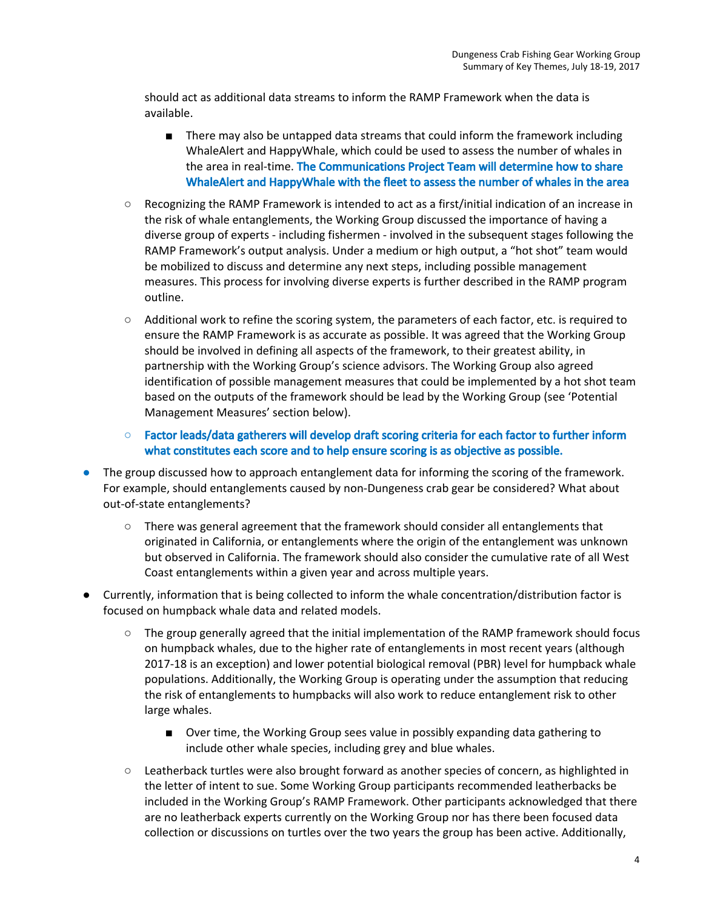should act as additional data streams to inform the RAMP Framework when the data is available.

        - There may also be untapped data streams that could inform the framework including WhaleAlert and HappyWhale, which could be used to assess the number of whales in the area in real-time. **The Communications Project Team will determine how to share WhaleAlert and HappyWhale with the fleet to assess the number of whales in the area**

    - Recognizing the RAMP Framework is intended to act as a first/initial indication of an increase in the risk of whale entanglements, the Working Group discussed the importance of having a diverse group of experts - including fishermen - involved in the subsequent stages following the RAMP Framework's output analysis. Under a medium or high output, a "hot shot" team would be mobilized to discuss and determine any next steps, including possible management measures. This process for involving diverse experts is further described in the RAMP program outline.
    - Additional work to refine the scoring system, the parameters of each factor, etc. is required to ensure the RAMP Framework is as accurate as possible. It was agreed that the Working Group should be involved in defining all aspects of the framework, to their greatest ability, in partnership with the Working Group's science advisors. The Working Group also agreed identification of possible management measures that could be implemented by a hot shot team based on the outputs of the framework should be lead by the Working Group (see 'Potential Management Measures' section below).
    - **Factor leads/data gatherers will develop draft scoring criteria for each factor to further inform what constitutes each score and to help ensure scoring is as objective as possible.**

- The group discussed how to approach entanglement data for informing the scoring of the framework. For example, should entanglements caused by non-Dungeness crab gear be considered? What about out-of-state entanglements?
    - There was general agreement that the framework should consider all entanglements that originated in California, or entanglements where the origin of the entanglement was unknown but observed in California. The framework should also consider the cumulative rate of all West Coast entanglements within a given year and across multiple years.
- Currently, information that is being collected to inform the whale concentration/distribution factor is focused on humpback whale data and related models.
    - The group generally agreed that the initial implementation of the RAMP framework should focus on humpback whales, due to the higher rate of entanglements in most recent years (although 2017-18 is an exception) and lower potential biological removal (PBR) level for humpback whale populations. Additionally, the Working Group is operating under the assumption that reducing the risk of entanglements to humpbacks will also work to reduce entanglement risk to other large whales.
        - Over time, the Working Group sees value in possibly expanding data gathering to include other whale species, including grey and blue whales.
    - Leatherback turtles were also brought forward as another species of concern, as highlighted in the letter of intent to sue. Some Working Group participants recommended leatherbacks be included in the Working Group's RAMP Framework. Other participants acknowledged that there are no leatherback experts currently on the Working Group nor has there been focused data collection or discussions on turtles over the two years the group has been active. Additionally,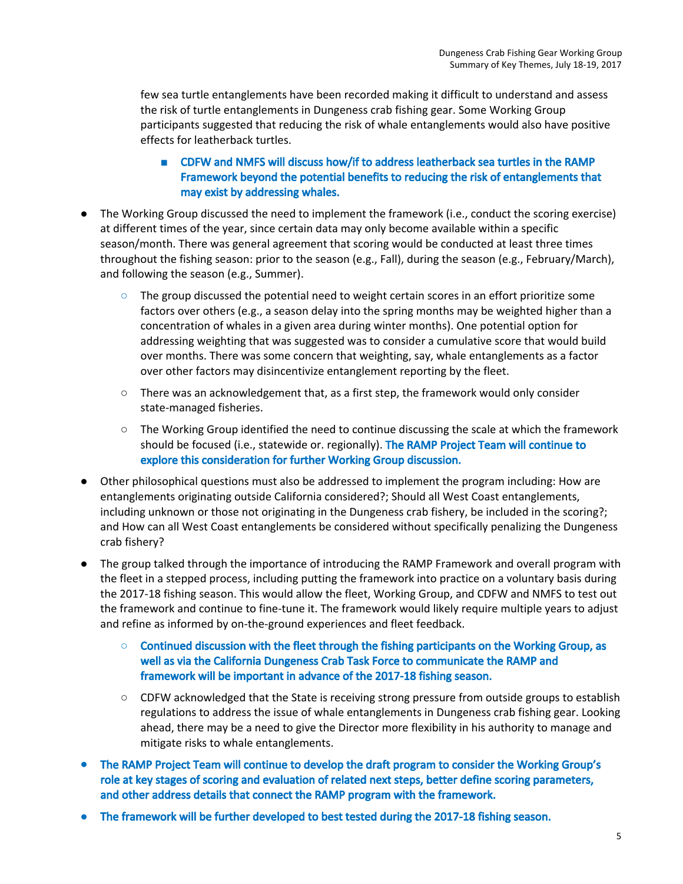few sea turtle entanglements have been recorded making it difficult to understand and assess the risk of turtle entanglements in Dungeness crab fishing gear. Some Working Group participants suggested that reducing the risk of whale entanglements would also have positive effects for leatherback turtles.

  - **CDFW and NMFS will discuss how/if to address leatherback sea turtles in the RAMP Framework beyond the potential benefits to reducing the risk of entanglements that may exist by addressing whales.**

- The Working Group discussed the need to implement the framework (i.e., conduct the scoring exercise) at different times of the year, since certain data may only become available within a specific season/month. There was general agreement that scoring would be conducted at least three times throughout the fishing season: prior to the season (e.g., Fall), during the season (e.g., February/March), and following the season (e.g., Summer).
  - The group discussed the potential need to weight certain scores in an effort prioritize some factors over others (e.g., a season delay into the spring months may be weighted higher than a concentration of whales in a given area during winter months). One potential option for addressing weighting that was suggested was to consider a cumulative score that would build over months. There was some concern that weighting, say, whale entanglements as a factor over other factors may disincentivize entanglement reporting by the fleet.
  - There was an acknowledgement that, as a first step, the framework would only consider state-managed fisheries.
  - The Working Group identified the need to continue discussing the scale at which the framework should be focused (i.e., statewide or. regionally). **The RAMP Project Team will continue to explore this consideration for further Working Group discussion.**
- Other philosophical questions must also be addressed to implement the program including: How are entanglements originating outside California considered?; Should all West Coast entanglements, including unknown or those not originating in the Dungeness crab fishery, be included in the scoring?; and How can all West Coast entanglements be considered without specifically penalizing the Dungeness crab fishery?
- The group talked through the importance of introducing the RAMP Framework and overall program with the fleet in a stepped process, including putting the framework into practice on a voluntary basis during the 2017-18 fishing season. This would allow the fleet, Working Group, and CDFW and NMFS to test out the framework and continue to fine-tune it. The framework would likely require multiple years to adjust and refine as informed by on-the-ground experiences and fleet feedback.
  - **Continued discussion with the fleet through the fishing participants on the Working Group, as well as via the California Dungeness Crab Task Force to communicate the RAMP and framework will be important in advance of the 2017-18 fishing season.**
  - CDFW acknowledged that the State is receiving strong pressure from outside groups to establish regulations to address the issue of whale entanglements in Dungeness crab fishing gear. Looking ahead, there may be a need to give the Director more flexibility in his authority to manage and mitigate risks to whale entanglements.
- **The RAMP Project Team will continue to develop the draft program to consider the Working Group's role at key stages of scoring and evaluation of related next steps, better define scoring parameters, and other address details that connect the RAMP program with the framework.**
- **The framework will be further developed to best tested during the 2017-18 fishing season.**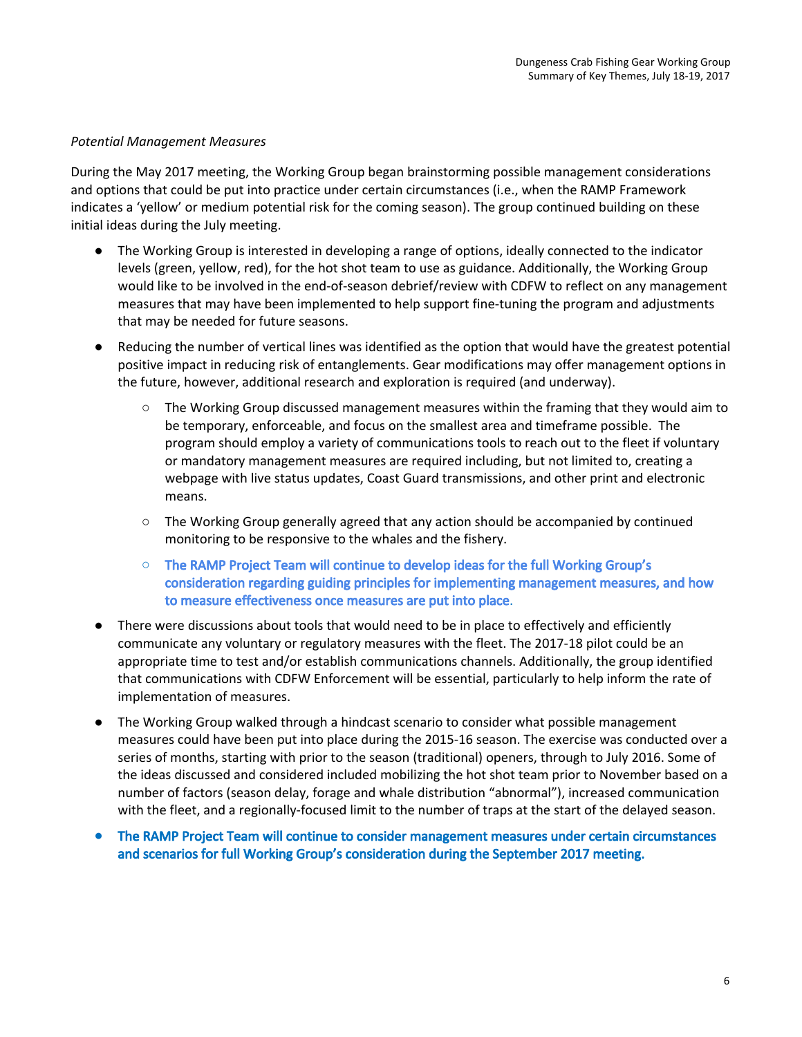*Potential Management Measures*

During the May 2017 meeting, the Working Group began brainstorming possible management considerations and options that could be put into practice under certain circumstances (i.e., when the RAMP Framework indicates a 'yellow' or medium potential risk for the coming season). The group continued building on these initial ideas during the July meeting.

- The Working Group is interested in developing a range of options, ideally connected to the indicator levels (green, yellow, red), for the hot shot team to use as guidance. Additionally, the Working Group would like to be involved in the end-of-season debrief/review with CDFW to reflect on any management measures that may have been implemented to help support fine-tuning the program and adjustments that may be needed for future seasons.
- Reducing the number of vertical lines was identified as the option that would have the greatest potential positive impact in reducing risk of entanglements. Gear modifications may offer management options in the future, however, additional research and exploration is required (and underway).
    - The Working Group discussed management measures within the framing that they would aim to be temporary, enforceable, and focus on the smallest area and timeframe possible. The program should employ a variety of communications tools to reach out to the fleet if voluntary or mandatory management measures are required including, but not limited to, creating a webpage with live status updates, Coast Guard transmissions, and other print and electronic means.
    - The Working Group generally agreed that any action should be accompanied by continued monitoring to be responsive to the whales and the fishery.
    - **The RAMP Project Team will continue to develop ideas for the full Working Group's consideration regarding guiding principles for implementing management measures, and how to measure effectiveness once measures are put into place**.
- There were discussions about tools that would need to be in place to effectively and efficiently communicate any voluntary or regulatory measures with the fleet. The 2017-18 pilot could be an appropriate time to test and/or establish communications channels. Additionally, the group identified that communications with CDFW Enforcement will be essential, particularly to help inform the rate of implementation of measures.
- The Working Group walked through a hindcast scenario to consider what possible management measures could have been put into place during the 2015-16 season. The exercise was conducted over a series of months, starting with prior to the season (traditional) openers, through to July 2016. Some of the ideas discussed and considered included mobilizing the hot shot team prior to November based on a number of factors (season delay, forage and whale distribution "abnormal"), increased communication with the fleet, and a regionally-focused limit to the number of traps at the start of the delayed season.
- **The RAMP Project Team will continue to consider management measures under certain circumstances and scenarios for full Working Group's consideration during the September 2017 meeting.**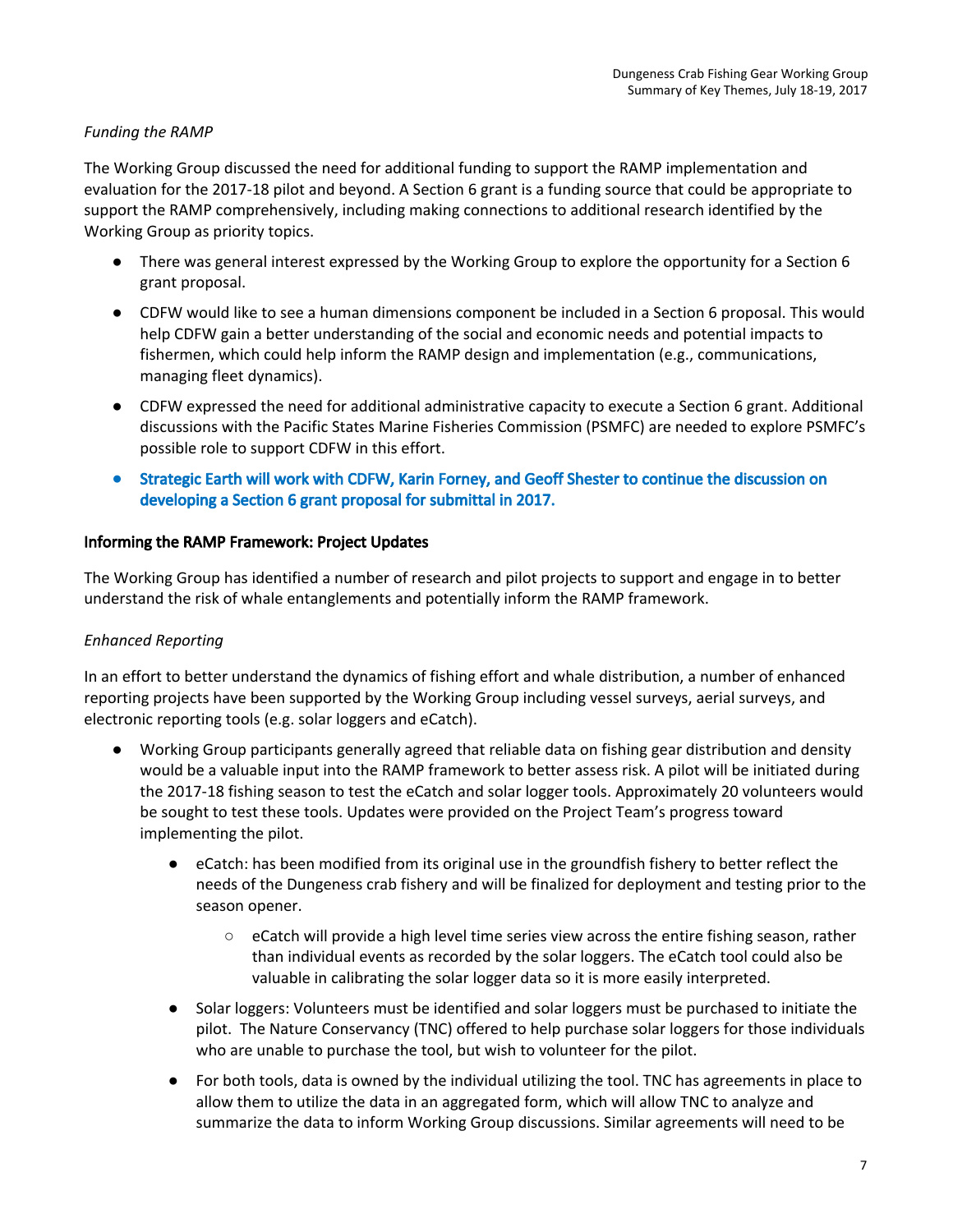*Funding the RAMP*

The Working Group discussed the need for additional funding to support the RAMP implementation and evaluation for the 2017-18 pilot and beyond. A Section 6 grant is a funding source that could be appropriate to support the RAMP comprehensively, including making connections to additional research identified by the Working Group as priority topics.

- There was general interest expressed by the Working Group to explore the opportunity for a Section 6 grant proposal.
- CDFW would like to see a human dimensions component be included in a Section 6 proposal. This would help CDFW gain a better understanding of the social and economic needs and potential impacts to fishermen, which could help inform the RAMP design and implementation (e.g., communications, managing fleet dynamics).
- CDFW expressed the need for additional administrative capacity to execute a Section 6 grant. Additional discussions with the Pacific States Marine Fisheries Commission (PSMFC) are needed to explore PSMFC's possible role to support CDFW in this effort.
- **Strategic Earth will work with CDFW, Karin Forney, and Geoff Shester to continue the discussion on developing a Section 6 grant proposal for submittal in 2017.**

### Informing the RAMP Framework: Project Updates

The Working Group has identified a number of research and pilot projects to support and engage in to better understand the risk of whale entanglements and potentially inform the RAMP framework.

*Enhanced Reporting*

In an effort to better understand the dynamics of fishing effort and whale distribution, a number of enhanced reporting projects have been supported by the Working Group including vessel surveys, aerial surveys, and electronic reporting tools (e.g. solar loggers and eCatch).

- Working Group participants generally agreed that reliable data on fishing gear distribution and density would be a valuable input into the RAMP framework to better assess risk. A pilot will be initiated during the 2017-18 fishing season to test the eCatch and solar logger tools. Approximately 20 volunteers would be sought to test these tools. Updates were provided on the Project Team's progress toward implementing the pilot.
  - eCatch: has been modified from its original use in the groundfish fishery to better reflect the needs of the Dungeness crab fishery and will be finalized for deployment and testing prior to the season opener.
    - eCatch will provide a high level time series view across the entire fishing season, rather than individual events as recorded by the solar loggers. The eCatch tool could also be valuable in calibrating the solar logger data so it is more easily interpreted.
  - Solar loggers: Volunteers must be identified and solar loggers must be purchased to initiate the pilot. The Nature Conservancy (TNC) offered to help purchase solar loggers for those individuals who are unable to purchase the tool, but wish to volunteer for the pilot.
  - For both tools, data is owned by the individual utilizing the tool. TNC has agreements in place to allow them to utilize the data in an aggregated form, which will allow TNC to analyze and summarize the data to inform Working Group discussions. Similar agreements will need to be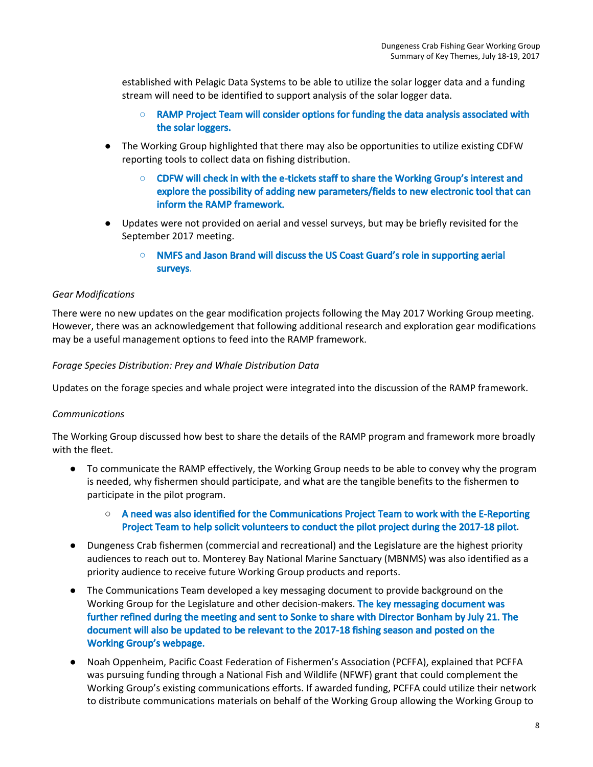established with Pelagic Data Systems to be able to utilize the solar logger data and a funding stream will need to be identified to support analysis of the solar logger data.

  - **RAMP Project Team will consider options for funding the data analysis associated with the solar loggers.**

- The Working Group highlighted that there may also be opportunities to utilize existing CDFW reporting tools to collect data on fishing distribution.

  - **CDFW will check in with the e-tickets staff to share the Working Group's interest and explore the possibility of adding new parameters/fields to new electronic tool that can inform the RAMP framework.**

- Updates were not provided on aerial and vessel surveys, but may be briefly revisited for the September 2017 meeting.

  - **NMFS and Jason Brand will discuss the US Coast Guard's role in supporting aerial surveys**.

*Gear Modifications*

There were no new updates on the gear modification projects following the May 2017 Working Group meeting. However, there was an acknowledgement that following additional research and exploration gear modifications may be a useful management options to feed into the RAMP framework.

*Forage Species Distribution: Prey and Whale Distribution Data*

Updates on the forage species and whale project were integrated into the discussion of the RAMP framework.

*Communications*

The Working Group discussed how best to share the details of the RAMP program and framework more broadly with the fleet.

- To communicate the RAMP effectively, the Working Group needs to be able to convey why the program is needed, why fishermen should participate, and what are the tangible benefits to the fishermen to participate in the pilot program.

  - **A need was also identified for the Communications Project Team to work with the E-Reporting Project Team to help solicit volunteers to conduct the pilot project during the 2017-18 pilot**.

- Dungeness Crab fishermen (commercial and recreational) and the Legislature are the highest priority audiences to reach out to. Monterey Bay National Marine Sanctuary (MBNMS) was also identified as a priority audience to receive future Working Group products and reports.
- The Communications Team developed a key messaging document to provide background on the Working Group for the Legislature and other decision-makers. **The key messaging document was further refined during the meeting and sent to Sonke to share with Director Bonham by July 21. The document will also be updated to be relevant to the 2017-18 fishing season and posted on the Working Group's webpage.**
- Noah Oppenheim, Pacific Coast Federation of Fishermen's Association (PCFFA), explained that PCFFA was pursuing funding through a National Fish and Wildlife (NFWF) grant that could complement the Working Group's existing communications efforts. If awarded funding, PCFFA could utilize their network to distribute communications materials on behalf of the Working Group allowing the Working Group to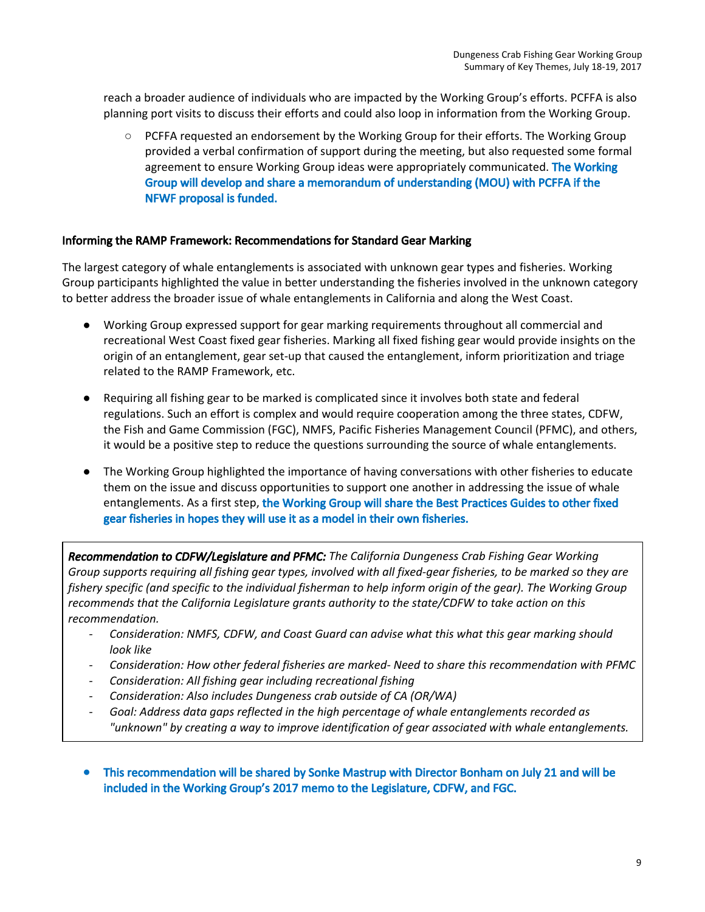reach a broader audience of individuals who are impacted by the Working Group's efforts. PCFFA is also planning port visits to discuss their efforts and could also loop in information from the Working Group.

  - PCFFA requested an endorsement by the Working Group for their efforts. The Working Group provided a verbal confirmation of support during the meeting, but also requested some formal agreement to ensure Working Group ideas were appropriately communicated. **The Working Group will develop and share a memorandum of understanding (MOU) with PCFFA if the NFWF proposal is funded.**

### Informing the RAMP Framework: Recommendations for Standard Gear Marking

The largest category of whale entanglements is associated with unknown gear types and fisheries. Working Group participants highlighted the value in better understanding the fisheries involved in the unknown category to better address the broader issue of whale entanglements in California and along the West Coast.

- Working Group expressed support for gear marking requirements throughout all commercial and recreational West Coast fixed gear fisheries. Marking all fixed fishing gear would provide insights on the origin of an entanglement, gear set-up that caused the entanglement, inform prioritization and triage related to the RAMP Framework, etc.
- Requiring all fishing gear to be marked is complicated since it involves both state and federal regulations. Such an effort is complex and would require cooperation among the three states, CDFW, the Fish and Game Commission (FGC), NMFS, Pacific Fisheries Management Council (PFMC), and others, it would be a positive step to reduce the questions surrounding the source of whale entanglements.
- The Working Group highlighted the importance of having conversations with other fisheries to educate them on the issue and discuss opportunities to support one another in addressing the issue of whale entanglements. As a first step, **the Working Group will share the Best Practices Guides to other fixed gear fisheries in hopes they will use it as a model in their own fisheries.**

> ***Recommendation to CDFW/Legislature and PFMC:*** *The California Dungeness Crab Fishing Gear Working Group supports requiring all fishing gear types, involved with all fixed-gear fisheries, to be marked so they are fishery specific (and specific to the individual fisherman to help inform origin of the gear). The Working Group recommends that the California Legislature grants authority to the state/CDFW to take action on this recommendation.*
>
> - *Consideration: NMFS, CDFW, and Coast Guard can advise what this what this gear marking should look like*
> - *Consideration: How other federal fisheries are marked- Need to share this recommendation with PFMC*
> - *Consideration: All fishing gear including recreational fishing*
> - *Consideration: Also includes Dungeness crab outside of CA (OR/WA)*
> - *Goal: Address data gaps reflected in the high percentage of whale entanglements recorded as "unknown" by creating a way to improve identification of gear associated with whale entanglements.*

- **This recommendation will be shared by Sonke Mastrup with Director Bonham on July 21 and will be included in the Working Group's 2017 memo to the Legislature, CDFW, and FGC.**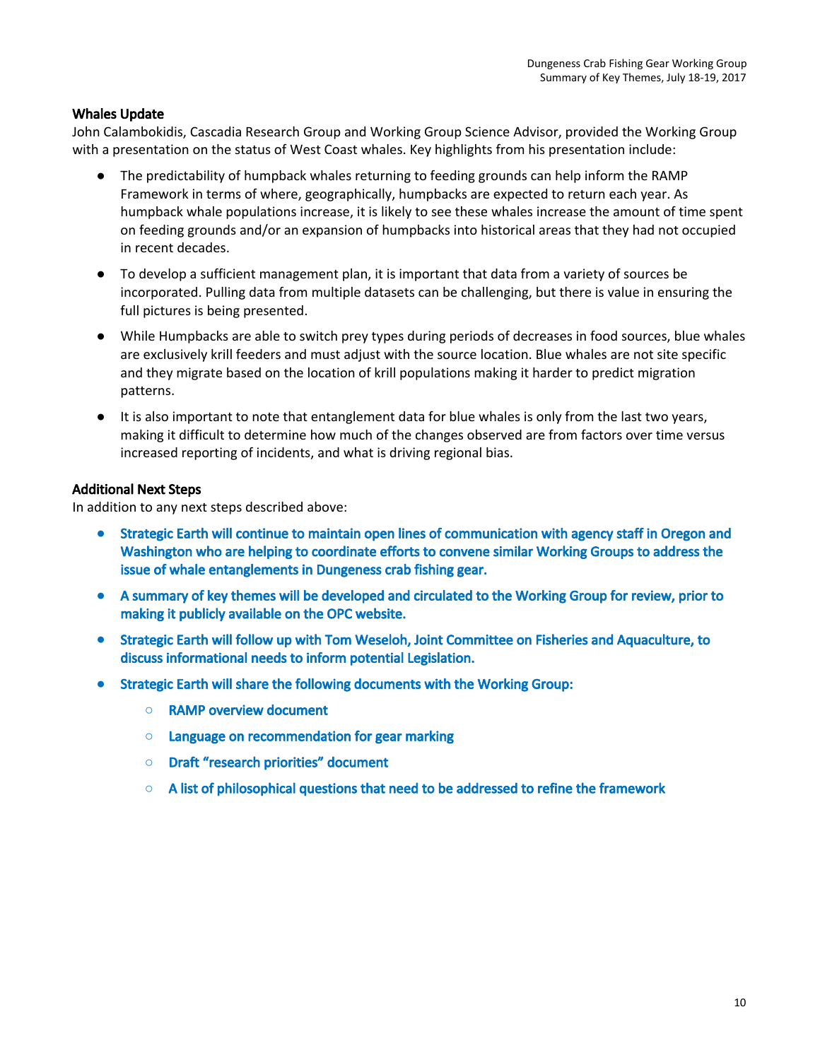### Whales Update

John Calambokidis, Cascadia Research Group and Working Group Science Advisor, provided the Working Group with a presentation on the status of West Coast whales. Key highlights from his presentation include:

- The predictability of humpback whales returning to feeding grounds can help inform the RAMP Framework in terms of where, geographically, humpbacks are expected to return each year. As humpback whale populations increase, it is likely to see these whales increase the amount of time spent on feeding grounds and/or an expansion of humpbacks into historical areas that they had not occupied in recent decades.
- To develop a sufficient management plan, it is important that data from a variety of sources be incorporated. Pulling data from multiple datasets can be challenging, but there is value in ensuring the full pictures is being presented.
- While Humpbacks are able to switch prey types during periods of decreases in food sources, blue whales are exclusively krill feeders and must adjust with the source location. Blue whales are not site specific and they migrate based on the location of krill populations making it harder to predict migration patterns.
- It is also important to note that entanglement data for blue whales is only from the last two years, making it difficult to determine how much of the changes observed are from factors over time versus increased reporting of incidents, and what is driving regional bias.

### Additional Next Steps

In addition to any next steps described above:

- **Strategic Earth will continue to maintain open lines of communication with agency staff in Oregon and Washington who are helping to coordinate efforts to convene similar Working Groups to address the issue of whale entanglements in Dungeness crab fishing gear.**
- **A summary of key themes will be developed and circulated to the Working Group for review, prior to making it publicly available on the OPC website.**
- **Strategic Earth will follow up with Tom Weseloh, Joint Committee on Fisheries and Aquaculture, to discuss informational needs to inform potential Legislation.**
- **Strategic Earth will share the following documents with the Working Group:**
  - **RAMP overview document**
  - **Language on recommendation for gear marking**
  - **Draft "research priorities" document**
  - **A list of philosophical questions that need to be addressed to refine the framework**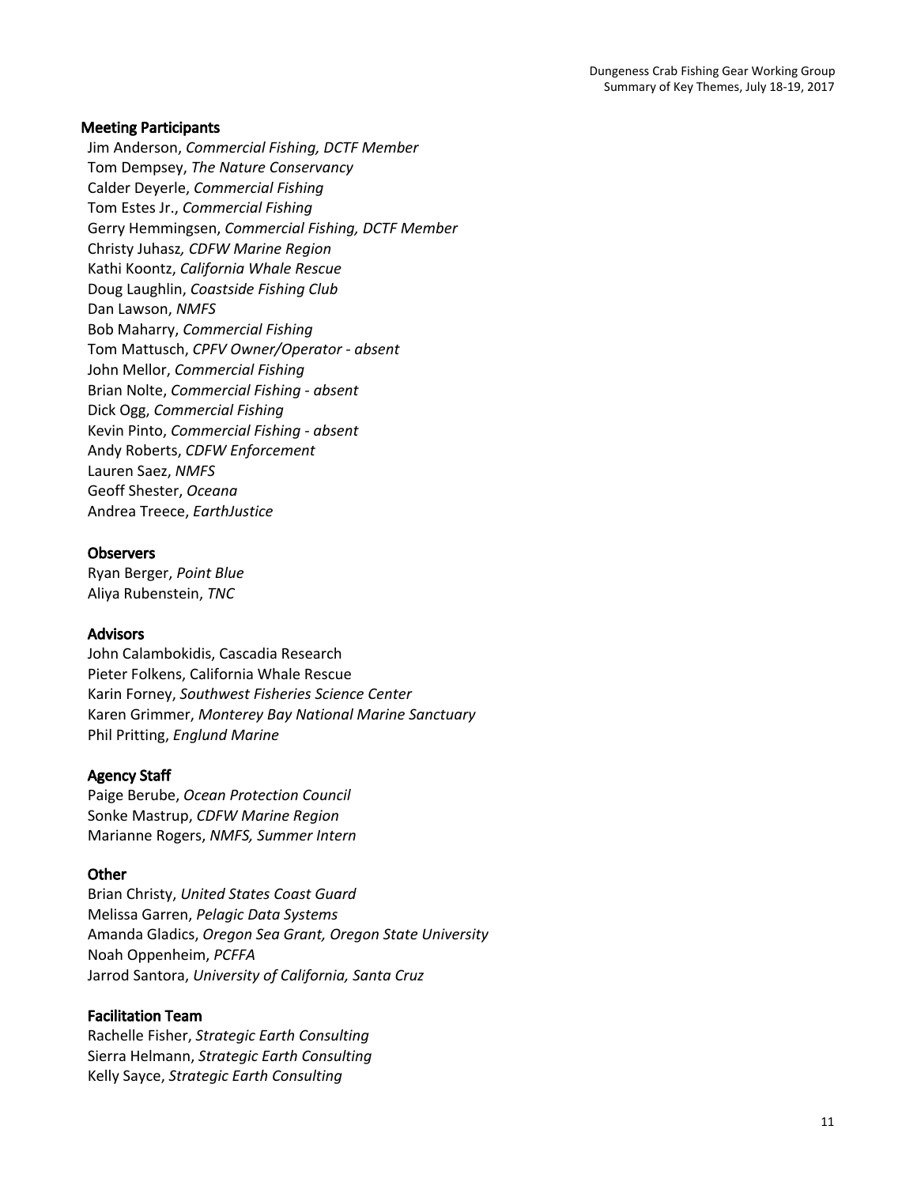## Meeting Participants

Jim Anderson, *Commercial Fishing, DCTF Member*
Tom Dempsey, *The Nature Conservancy*
Calder Deyerle, *Commercial Fishing*
Tom Estes Jr., *Commercial Fishing*
Gerry Hemmingsen, *Commercial Fishing, DCTF Member*
Christy Juhasz*, CDFW Marine Region*
Kathi Koontz, *California Whale Rescue*
Doug Laughlin, *Coastside Fishing Club*
Dan Lawson, *NMFS*
Bob Maharry, *Commercial Fishing*
Tom Mattusch, *CPFV Owner/Operator - absent*
John Mellor, *Commercial Fishing*
Brian Nolte, *Commercial Fishing - absent*
Dick Ogg, *Commercial Fishing*
Kevin Pinto, *Commercial Fishing - absent*
Andy Roberts, *CDFW Enforcement*
Lauren Saez, *NMFS*
Geoff Shester, *Oceana*
Andrea Treece, *EarthJustice*

## Observers

Ryan Berger, *Point Blue*
Aliya Rubenstein, *TNC*

## Advisors

John Calambokidis, Cascadia Research
Pieter Folkens, California Whale Rescue
Karin Forney, *Southwest Fisheries Science Center*
Karen Grimmer, *Monterey Bay National Marine Sanctuary*
Phil Pritting, *Englund Marine*

## Agency Staff

Paige Berube, *Ocean Protection Council*
Sonke Mastrup, *CDFW Marine Region*
Marianne Rogers, *NMFS, Summer Intern*

## Other

Brian Christy, *United States Coast Guard*
Melissa Garren, *Pelagic Data Systems*
Amanda Gladics, *Oregon Sea Grant, Oregon State University*
Noah Oppenheim, *PCFFA*
Jarrod Santora, *University of California, Santa Cruz*

## Facilitation Team

Rachelle Fisher, *Strategic Earth Consulting*
Sierra Helmann, *Strategic Earth Consulting*
Kelly Sayce, *Strategic Earth Consulting*